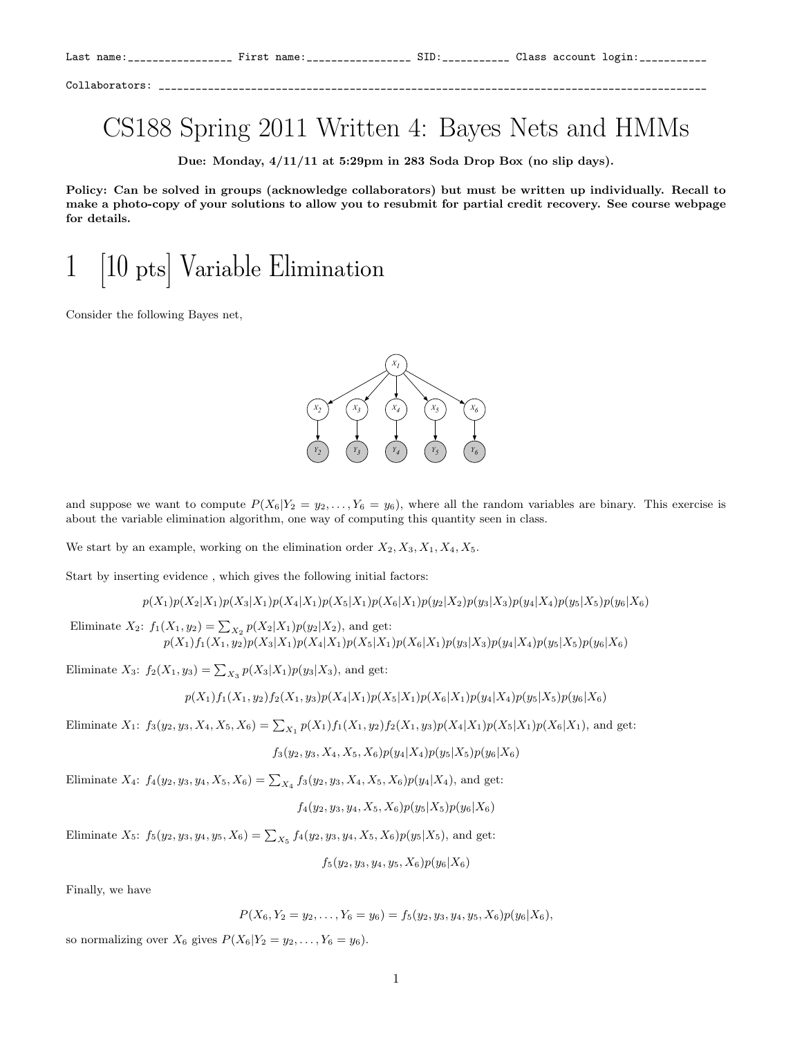Last name:________________ First name:________________ SID:__________ Class account login:__________

Collaborators: ______________________________________________________________________________

# CS188 Spring 2011 Written 4: Bayes Nets and HMMs

**Due: Monday, 4/11/11 at 5:29pm in 283 Soda Drop Box (no slip days).**

**Policy: Can be solved in groups (acknowledge collaborators) but must be written up individually. Recall to make a photo-copy of your solutions to allow you to resubmit for partial credit recovery. See course webpage for details.**

# 1 [10 pts] Variable Elimination

Consider the following Bayes net,

and suppose we want to compute $P(X_6|Y_2 = y_2, \dots, Y_6 = y_6)$, where all the random variables are binary. This exercise is about the variable elimination algorithm, one way of computing this quantity seen in class.

We start by an example, working on the elimination order $X_2, X_3, X_1, X_4, X_5$.

Start by inserting evidence , which gives the following initial factors:

$$p(X_1)p(X_2|X_1)p(X_3|X_1)p(X_4|X_1)p(X_5|X_1)p(X_6|X_1)p(y_2|X_2)p(y_3|X_3)p(y_4|X_4)p(y_5|X_5)p(y_6|X_6)$$

Eliminate $X_2$: $f_1(X_1, y_2) = \sum_{X_2} p(X_2|X_1)p(y_2|X_2)$, and get:

$$p(X_1)f_1(X_1, y_2)p(X_3|X_1)p(X_4|X_1)p(X_5|X_1)p(X_6|X_1)p(y_3|X_3)p(y_4|X_4)p(y_5|X_5)p(y_6|X_6)$$

Eliminate $X_3$: $f_2(X_1, y_3) = \sum_{X_3} p(X_3|X_1)p(y_3|X_3)$, and get:

$$p(X_1)f_1(X_1, y_2)f_2(X_1, y_3)p(X_4|X_1)p(X_5|X_1)p(X_6|X_1)p(y_4|X_4)p(y_5|X_5)p(y_6|X_6)$$

Eliminate $X_1$: $f_3(y_2, y_3, X_4, X_5, X_6) = \sum_{X_1} p(X_1)f_1(X_1, y_2)f_2(X_1, y_3)p(X_4|X_1)p(X_5|X_1)p(X_6|X_1)$, and get:

$$f_3(y_2, y_3, X_4, X_5, X_6)p(y_4|X_4)p(y_5|X_5)p(y_6|X_6)$$

Eliminate $X_4$: $f_4(y_2, y_3, y_4, X_5, X_6) = \sum_{X_4} f_3(y_2, y_3, X_4, X_5, X_6)p(y_4|X_4)$, and get:

$$f_4(y_2, y_3, y_4, X_5, X_6)p(y_5|X_5)p(y_6|X_6)$$

Eliminate $X_5$: $f_5(y_2, y_3, y_4, y_5, X_6) = \sum_{X_5} f_4(y_2, y_3, y_4, X_5, X_6)p(y_5|X_5)$, and get:

$$f_5(y_2, y_3, y_4, y_5, X_6)p(y_6|X_6)$$

Finally, we have

$$P(X_6, Y_2 = y_2, \dots, Y_6 = y_6) = f_5(y_2, y_3, y_4, y_5, X_6)p(y_6|X_6),$$

so normalizing over $X_6$ gives $P(X_6|Y_2 = y_2, \dots, Y_6 = y_6)$.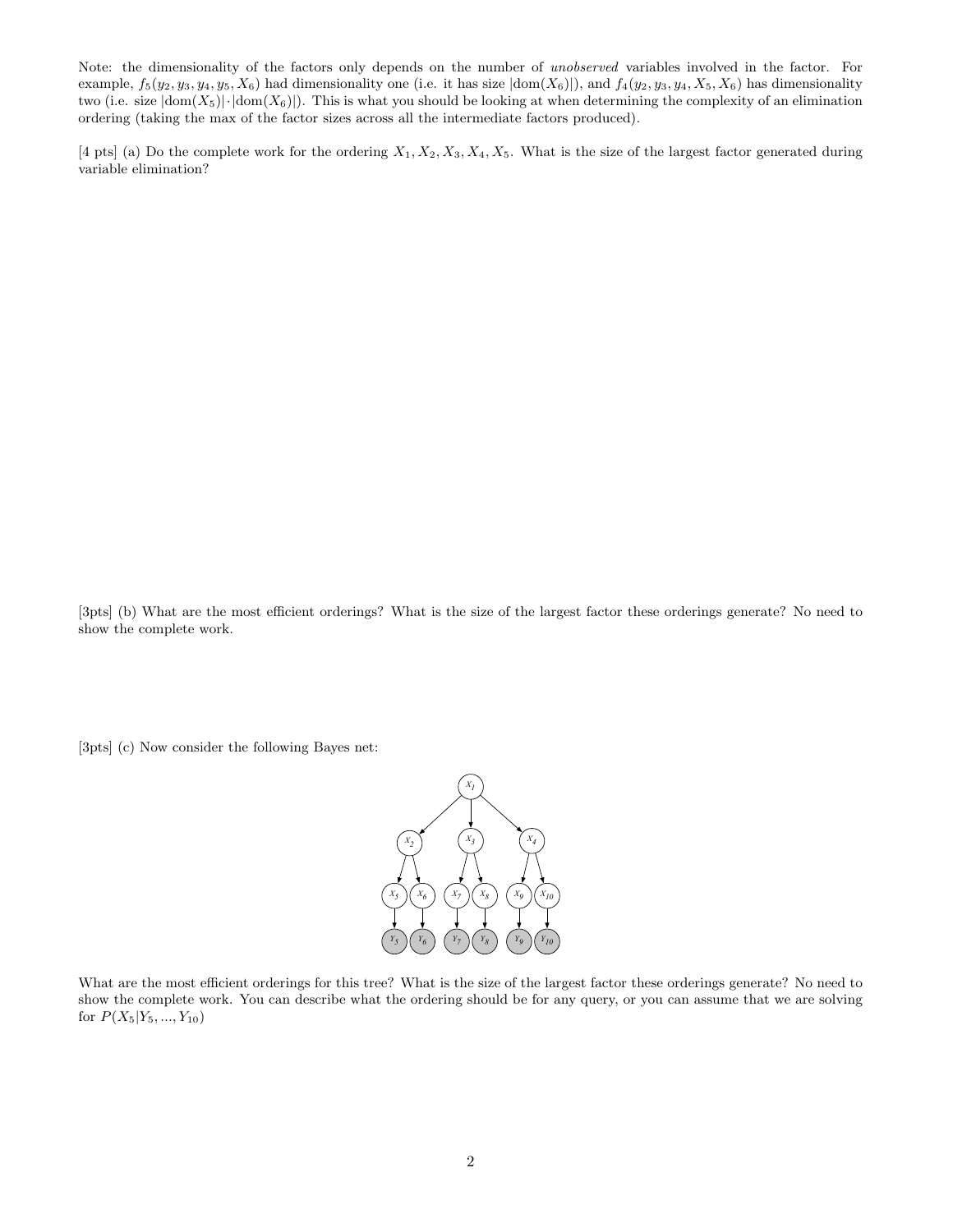Note: the dimensionality of the factors only depends on the number of *unobserved* variables involved in the factor. For example, $f_5(y_2, y_3, y_4, y_5, X_6)$ had dimensionality one (i.e. it has size $|\text{dom}(X_6)|$), and $f_4(y_2, y_3, y_4, X_5, X_6)$ has dimensionality two (i.e. size $|\text{dom}(X_5)| \cdot |\text{dom}(X_6)|$). This is what you should be looking at when determining the complexity of an elimination ordering (taking the max of the factor sizes across all the intermediate factors produced).

[4 pts] (a) Do the complete work for the ordering $X_1, X_2, X_3, X_4, X_5$. What is the size of the largest factor generated during variable elimination?

[3pts] (b) What are the most efficient orderings? What is the size of the largest factor these orderings generate? No need to show the complete work.

[3pts] (c) Now consider the following Bayes net:

What are the most efficient orderings for this tree? What is the size of the largest factor these orderings generate? No need to show the complete work. You can describe what the ordering should be for any query, or you can assume that we are solving for $P(X_5|Y_5, ..., Y_{10})$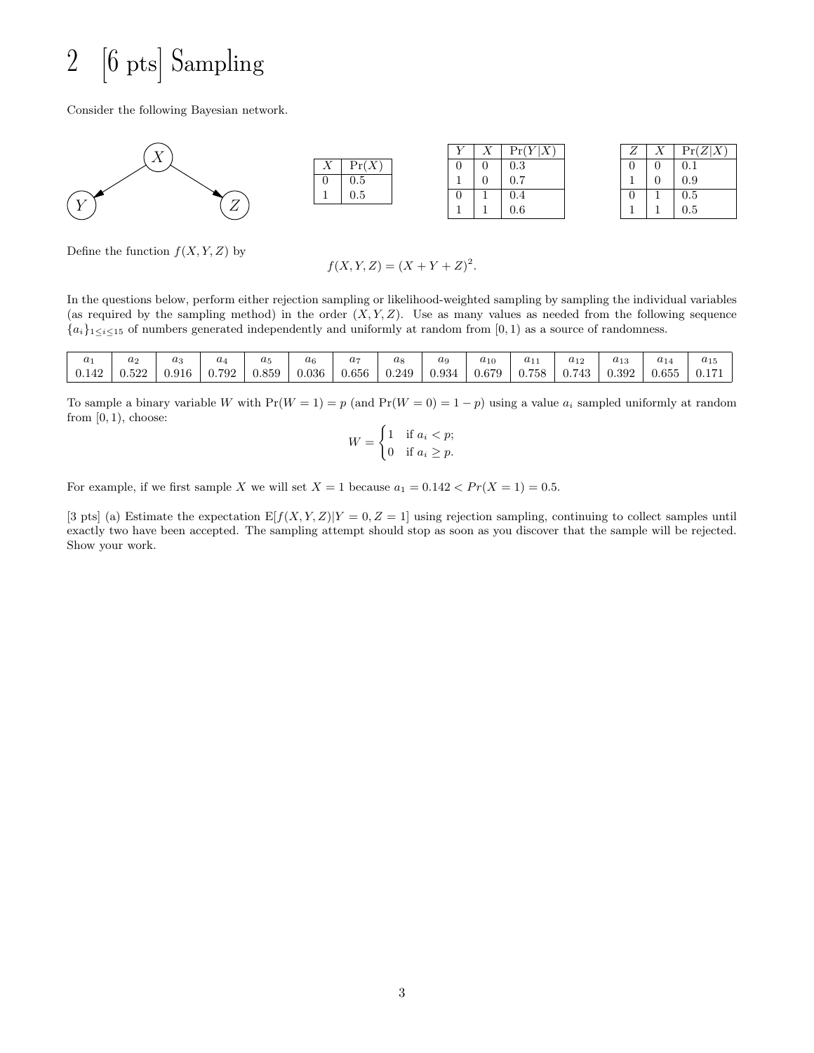# 2 [6 pts] Sampling

Consider the following Bayesian network.

| $X$ | $\Pr(X)$ |
|---|---|
| 0 | 0.5 |
| 1 | 0.5 |

| $Y$ | $X$ | $\Pr(Y\|X)$ |
|---|---|---|
| 0 | 0 | 0.3 |
| 1 | 0 | 0.7 |
| 0 | 1 | 0.4 |
| 1 | 1 | 0.6 |

| $Z$ | $X$ | $\Pr(Z\|X)$ |
|---|---|---|
| 0 | 0 | 0.1 |
| 1 | 0 | 0.9 |
| 0 | 1 | 0.5 |
| 1 | 1 | 0.5 |

Define the function $f(X, Y, Z)$ by

$$f(X, Y, Z) = (X + Y + Z)^2.$$

In the questions below, perform either rejection sampling or likelihood-weighted sampling by sampling the individual variables (as required by the sampling method) in the order $(X, Y, Z)$. Use as many values as needed from the following sequence $\{a_i\}_{1 \leq i \leq 15}$ of numbers generated independently and uniformly at random from $[0, 1)$ as a source of randomness.

| $a_1$ | $a_2$ | $a_3$ | $a_4$ | $a_5$ | $a_6$ | $a_7$ | $a_8$ | $a_9$ | $a_{10}$ | $a_{11}$ | $a_{12}$ | $a_{13}$ | $a_{14}$ | $a_{15}$ |
|---|---|---|---|---|---|---|---|---|---|---|---|---|---|---|
| 0.142 | 0.522 | 0.916 | 0.792 | 0.859 | 0.036 | 0.656 | 0.249 | 0.934 | 0.679 | 0.758 | 0.743 | 0.392 | 0.655 | 0.171 |

To sample a binary variable $W$ with $\Pr(W = 1) = p$ (and $\Pr(W = 0) = 1 - p$) using a value $a_i$ sampled uniformly at random from $[0, 1)$, choose:

$$W = \begin{cases} 1 & \text{if } a_i < p; \\ 0 & \text{if } a_i \geq p. \end{cases}$$

For example, if we first sample $X$ we will set $X = 1$ because $a_1 = 0.142 < Pr(X = 1) = 0.5$.

[3 pts] (a) Estimate the expectation $\mathrm{E}[f(X, Y, Z)|Y = 0, Z = 1]$ using rejection sampling, continuing to collect samples until exactly two have been accepted. The sampling attempt should stop as soon as you discover that the sample will be rejected. Show your work.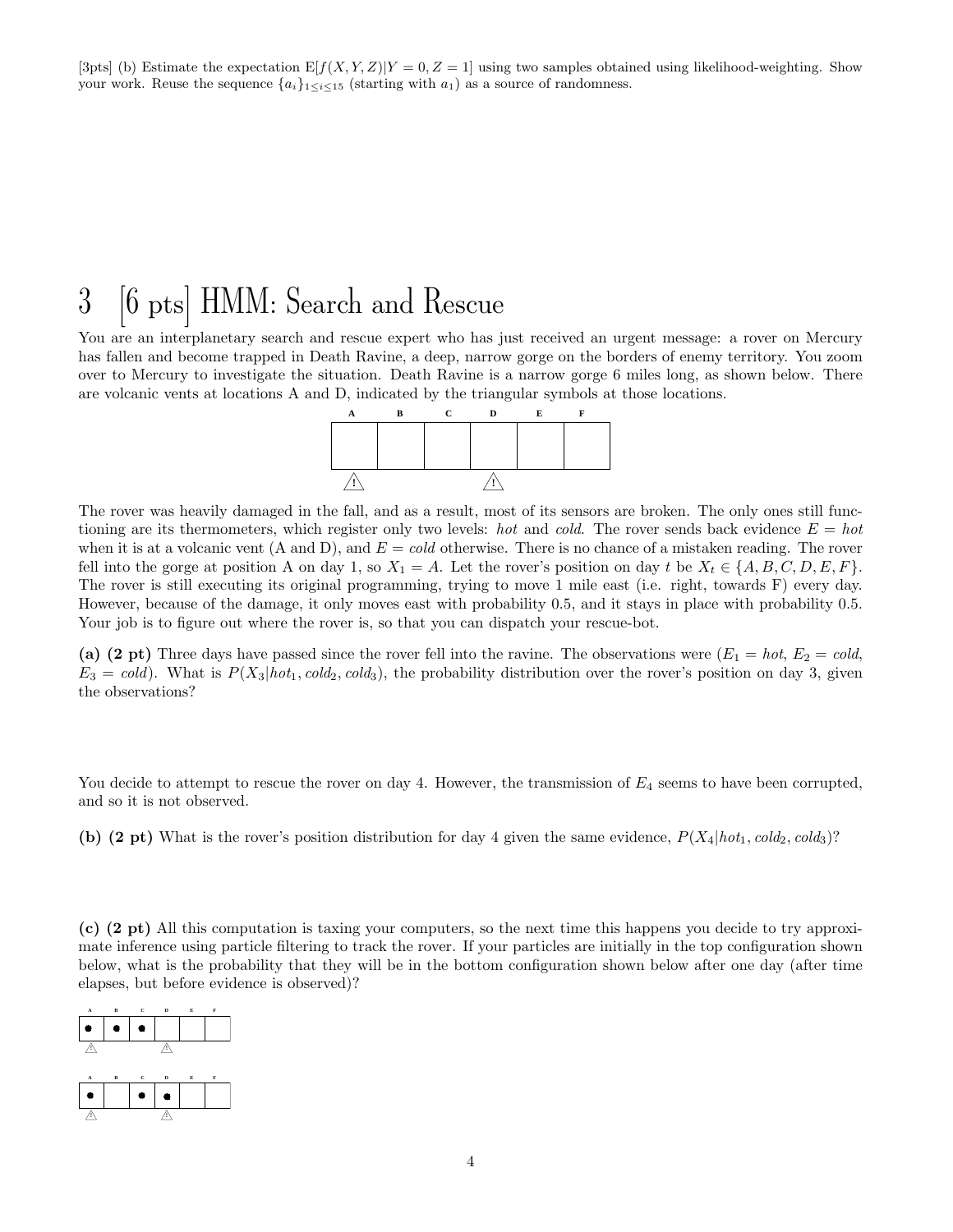[3pts] (b) Estimate the expectation $E[f(X, Y, Z)|Y = 0, Z = 1]$ using two samples obtained using likelihood-weighting. Show your work. Reuse the sequence $\{a_i\}_{1 \leq i \leq 15}$ (starting with $a_1$) as a source of randomness.

# 3 [6 pts] HMM: Search and Rescue

You are an interplanetary search and rescue expert who has just received an urgent message: a rover on Mercury has fallen and become trapped in Death Ravine, a deep, narrow gorge on the borders of enemy territory. You zoom over to Mercury to investigate the situation. Death Ravine is a narrow gorge 6 miles long, as shown below. There are volcanic vents at locations A and D, indicated by the triangular symbols at those locations.

A B C D E F

The rover was heavily damaged in the fall, and as a result, most of its sensors are broken. The only ones still functioning are its thermometers, which register only two levels: *hot* and *cold*. The rover sends back evidence $E = hot$ when it is at a volcanic vent (A and D), and $E = cold$ otherwise. There is no chance of a mistaken reading. The rover fell into the gorge at position A on day 1, so $X_1 = A$. Let the rover's position on day $t$ be $X_t \in \{A, B, C, D, E, F\}$. The rover is still executing its original programming, trying to move 1 mile east (i.e. right, towards F) every day. However, because of the damage, it only moves east with probability 0.5, and it stays in place with probability 0.5. Your job is to figure out where the rover is, so that you can dispatch your rescue-bot.

**(a) (2 pt)** Three days have passed since the rover fell into the ravine. The observations were ($E_1 = hot$, $E_2 = cold$, $E_3 = cold$). What is $P(X_3|hot_1, cold_2, cold_3)$, the probability distribution over the rover's position on day 3, given the observations?

You decide to attempt to rescue the rover on day 4. However, the transmission of $E_4$ seems to have been corrupted, and so it is not observed.

**(b) (2 pt)** What is the rover's position distribution for day 4 given the same evidence, $P(X_4|hot_1, cold_2, cold_3)$?

**(c) (2 pt)** All this computation is taxing your computers, so the next time this happens you decide to try approximate inference using particle filtering to track the rover. If your particles are initially in the top configuration shown below, what is the probability that they will be in the bottom configuration shown below after one day (after time elapses, but before evidence is observed)?

A B C D E F

A B C D E F